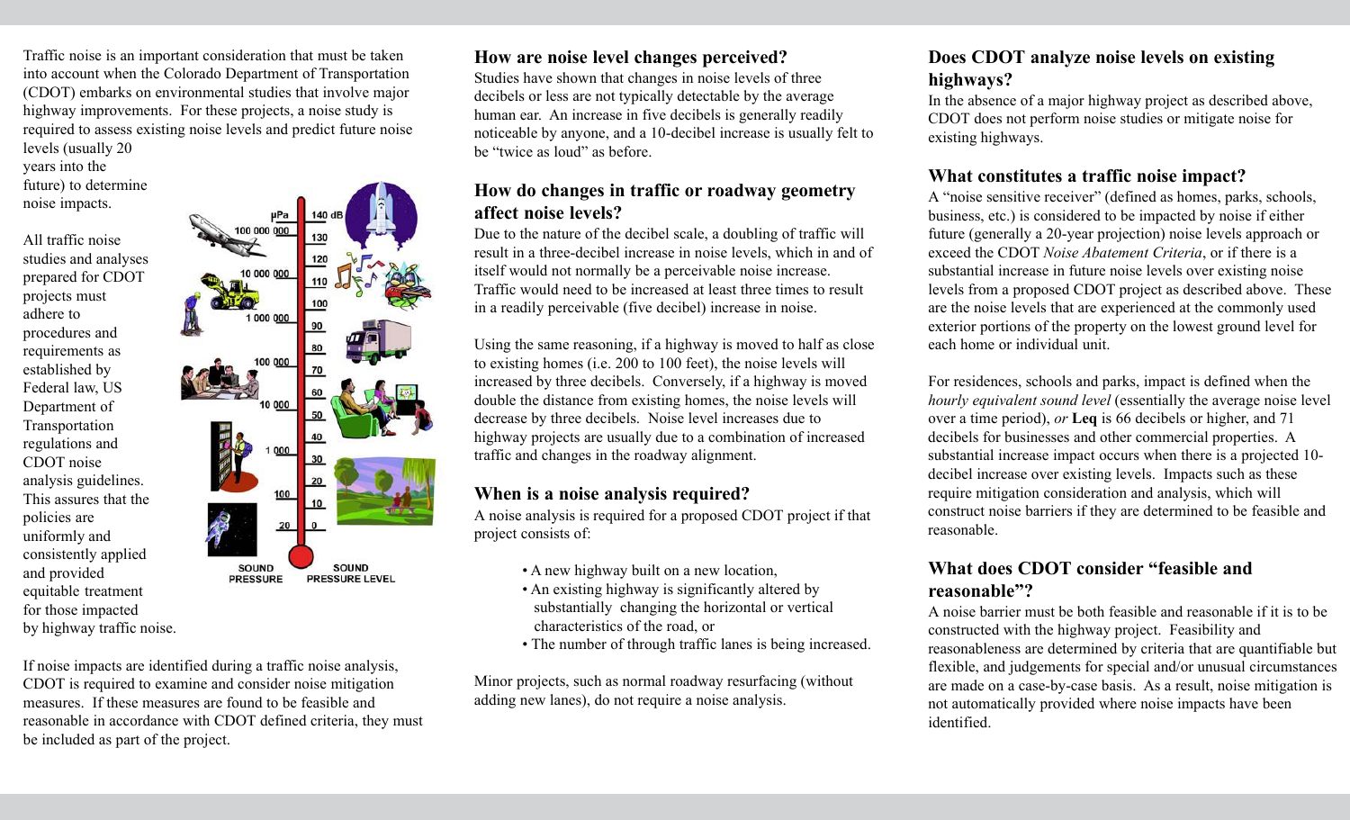Traffic noise is an important consideration that must be taken into account when the Colorado Department of Transportation (CDOT) embarks on environmental studies that involve major highway improvements. For these projects, a noise study is required to assess existing noise levels and predict future noise levels (usually 20 years into the future) to determine noise impacts.

All traffic noise studies and analyses prepared for CDOT projects must adhere to procedures and requirements as established by Federal law, US Department of Transportation regulations and CDOT noise analysis guidelines. This assures that the policies are uniformly and consistently applied and provided equitable treatment for those impacted by highway traffic noise.

If noise impacts are identified during a traffic noise analysis, CDOT is required to examine and consider noise mitigation measures. If these measures are found to be feasible and reasonable in accordance with CDOT defined criteria, they must be included as part of the project.

## How are noise level changes perceived?

Studies have shown that changes in noise levels of three decibels or less are not typically detectable by the average human ear. An increase in five decibels is generally readily noticeable by anyone, and a 10-decibel increase is usually felt to be "twice as loud" as before.

## How do changes in traffic or roadway geometry affect noise levels?

Due to the nature of the decibel scale, a doubling of traffic will result in a three-decibel increase in noise levels, which in and of itself would not normally be a perceivable noise increase. Traffic would need to be increased at least three times to result in a readily perceivable (five decibel) increase in noise.

Using the same reasoning, if a highway is moved to half as close to existing homes (i.e. 200 to 100 feet), the noise levels will increased by three decibels. Conversely, if a highway is moved double the distance from existing homes, the noise levels will decrease by three decibels. Noise level increases due to highway projects are usually due to a combination of increased traffic and changes in the roadway alignment.

## When is a noise analysis required?

A noise analysis is required for a proposed CDOT project if that project consists of:

- A new highway built on a new location,
- An existing highway is significantly altered by substantially changing the horizontal or vertical characteristics of the road, or
- The number of through traffic lanes is being increased.

Minor projects, such as normal roadway resurfacing (without adding new lanes), do not require a noise analysis.

## Does CDOT analyze noise levels on existing highways?

In the absence of a major highway project as described above, CDOT does not perform noise studies or mitigate noise for existing highways.

## What constitutes a traffic noise impact?

A "noise sensitive receiver" (defined as homes, parks, schools, business, etc.) is considered to be impacted by noise if either future (generally a 20-year projection) noise levels approach or exceed the CDOT *Noise Abatement Criteria*, or if there is a substantial increase in future noise levels over existing noise levels from a proposed CDOT project as described above. These are the noise levels that are experienced at the commonly used exterior portions of the property on the lowest ground level for each home or individual unit.

For residences, schools and parks, impact is defined when the *hourly equivalent sound level* (essentially the average noise level over a time period), *or* **Leq** is 66 decibels or higher, and 71 decibels for businesses and other commercial properties. A substantial increase impact occurs when there is a projected 10-decibel increase over existing levels. Impacts such as these require mitigation consideration and analysis, which will construct noise barriers if they are determined to be feasible and reasonable.

## What does CDOT consider "feasible and reasonable"?

A noise barrier must be both feasible and reasonable if it is to be constructed with the highway project. Feasibility and reasonableness are determined by criteria that are quantifiable but flexible, and judgements for special and/or unusual circumstances are made on a case-by-case basis. As a result, noise mitigation is not automatically provided where noise impacts have been identified.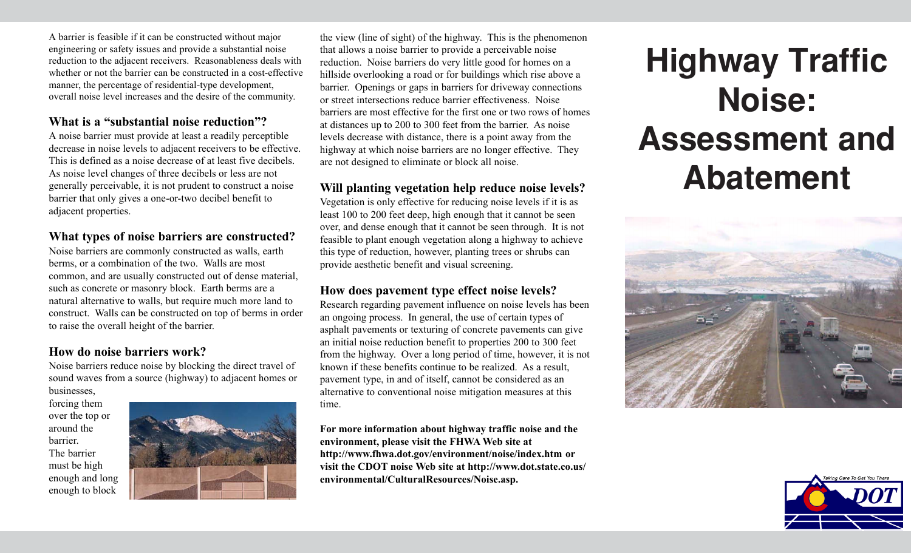A barrier is feasible if it can be constructed without major engineering or safety issues and provide a substantial noise reduction to the adjacent receivers. Reasonableness deals with whether or not the barrier can be constructed in a cost-effective manner, the percentage of residential-type development, overall noise level increases and the desire of the community.

### What is a "substantial noise reduction"?

A noise barrier must provide at least a readily perceptible decrease in noise levels to adjacent receivers to be effective. This is defined as a noise decrease of at least five decibels. As noise level changes of three decibels or less are not generally perceivable, it is not prudent to construct a noise barrier that only gives a one-or-two decibel benefit to adjacent properties.

### What types of noise barriers are constructed?

Noise barriers are commonly constructed as walls, earth berms, or a combination of the two. Walls are most common, and are usually constructed out of dense material, such as concrete or masonry block. Earth berms are a natural alternative to walls, but require much more land to construct. Walls can be constructed on top of berms in order to raise the overall height of the barrier.

### How do noise barriers work?

Noise barriers reduce noise by blocking the direct travel of sound waves from a source (highway) to adjacent homes or businesses, forcing them over the top or around the barrier. The barrier must be high enough and long enough to block the view (line of sight) of the highway. This is the phenomenon that allows a noise barrier to provide a perceivable noise reduction. Noise barriers do very little good for homes on a hillside overlooking a road or for buildings which rise above a barrier. Openings or gaps in barriers for driveway connections or street intersections reduce barrier effectiveness. Noise barriers are most effective for the first one or two rows of homes at distances up to 200 to 300 feet from the barrier. As noise levels decrease with distance, there is a point away from the highway at which noise barriers are no longer effective. They are not designed to eliminate or block all noise.

### Will planting vegetation help reduce noise levels?

Vegetation is only effective for reducing noise levels if it is as least 100 to 200 feet deep, high enough that it cannot be seen over, and dense enough that it cannot be seen through. It is not feasible to plant enough vegetation along a highway to achieve this type of reduction, however, planting trees or shrubs can provide aesthetic benefit and visual screening.

### How does pavement type effect noise levels?

Research regarding pavement influence on noise levels has been an ongoing process. In general, the use of certain types of asphalt pavements or texturing of concrete pavements can give an initial noise reduction benefit to properties 200 to 300 feet from the highway. Over a long period of time, however, it is not known if these benefits continue to be realized. As a result, pavement type, in and of itself, cannot be considered as an alternative to conventional noise mitigation measures at this time.

**For more information about highway traffic noise and the environment, please visit the FHWA Web site at http://www.fhwa.dot.gov/environment/noise/index.htm or visit the CDOT noise Web site at http://www.dot.state.co.us/environmental/CulturalResources/Noise.asp.**

# Highway Traffic Noise: Assessment and Abatement

Taking Care To Get You There

DOT